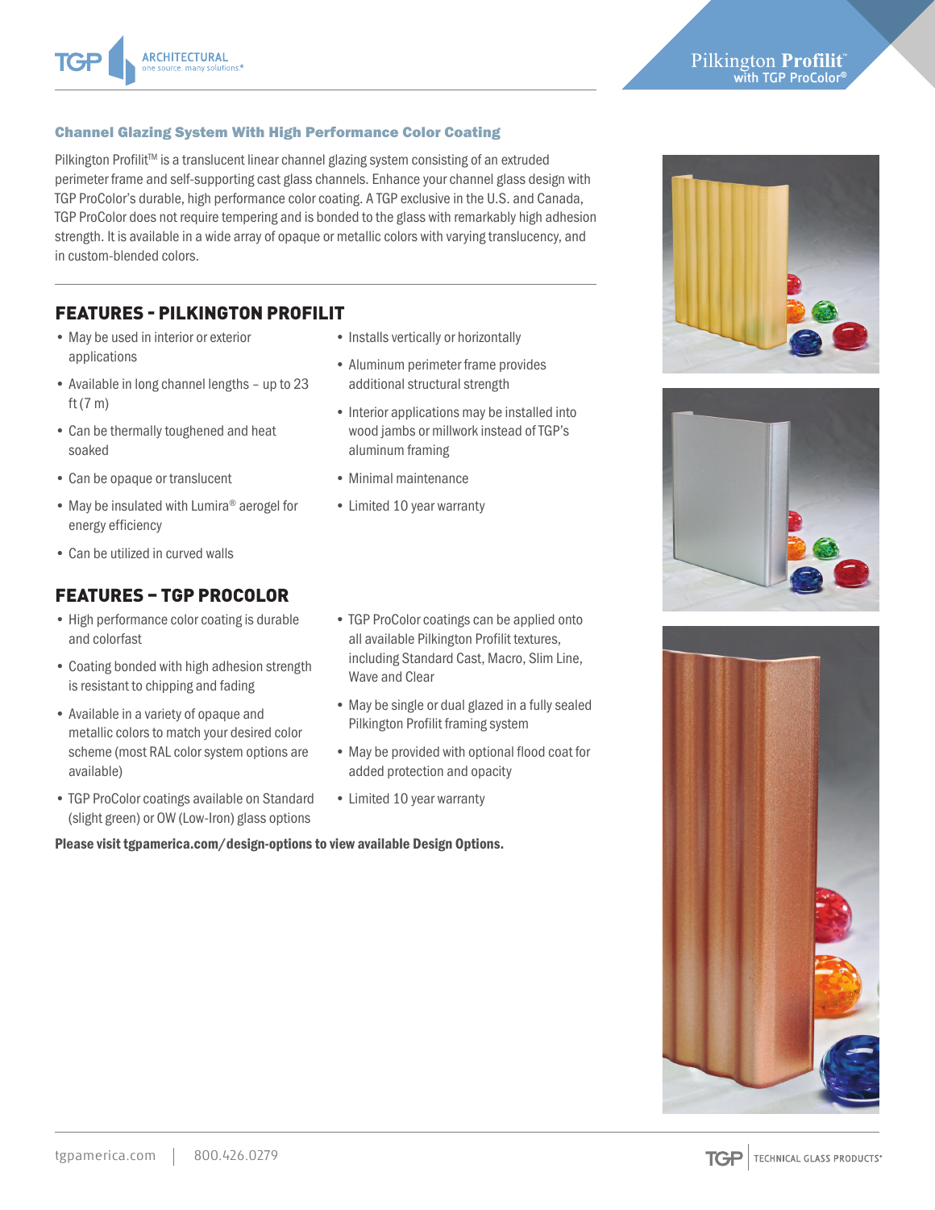# Pilkington Profilit™ with TGP ProColor®

## Channel Glazing System With High Performance Color Coating

Pilkington Profilit™ is a translucent linear channel glazing system consisting of an extruded perimeter frame and self-supporting cast glass channels. Enhance your channel glass design with TGP ProColor's durable, high performance color coating. A TGP exclusive in the U.S. and Canada, TGP ProColor does not require tempering and is bonded to the glass with remarkably high adhesion strength. It is available in a wide array of opaque or metallic colors with varying translucency, and in custom-blended colors.

## FEATURES - PILKINGTON PROFILIT

- May be used in interior or exterior applications
- Available in long channel lengths – up to 23 ft (7 m)
- Can be thermally toughened and heat soaked
- Can be opaque or translucent
- May be insulated with Lumira® aerogel for energy efficiency
- Can be utilized in curved walls
- Installs vertically or horizontally
- Aluminum perimeter frame provides additional structural strength
- Interior applications may be installed into wood jambs or millwork instead of TGP's aluminum framing
- Minimal maintenance
- Limited 10 year warranty

## FEATURES – TGP PROCOLOR

- High performance color coating is durable and colorfast
- Coating bonded with high adhesion strength is resistant to chipping and fading
- Available in a variety of opaque and metallic colors to match your desired color scheme (most RAL color system options are available)
- TGP ProColor coatings available on Standard (slight green) or OW (Low-Iron) glass options
- TGP ProColor coatings can be applied onto all available Pilkington Profilit textures, including Standard Cast, Macro, Slim Line, Wave and Clear
- May be single or dual glazed in a fully sealed Pilkington Profilit framing system
- May be provided with optional flood coat for added protection and opacity
- Limited 10 year warranty

**Please visit tgpamerica.com/design-options to view available Design Options.**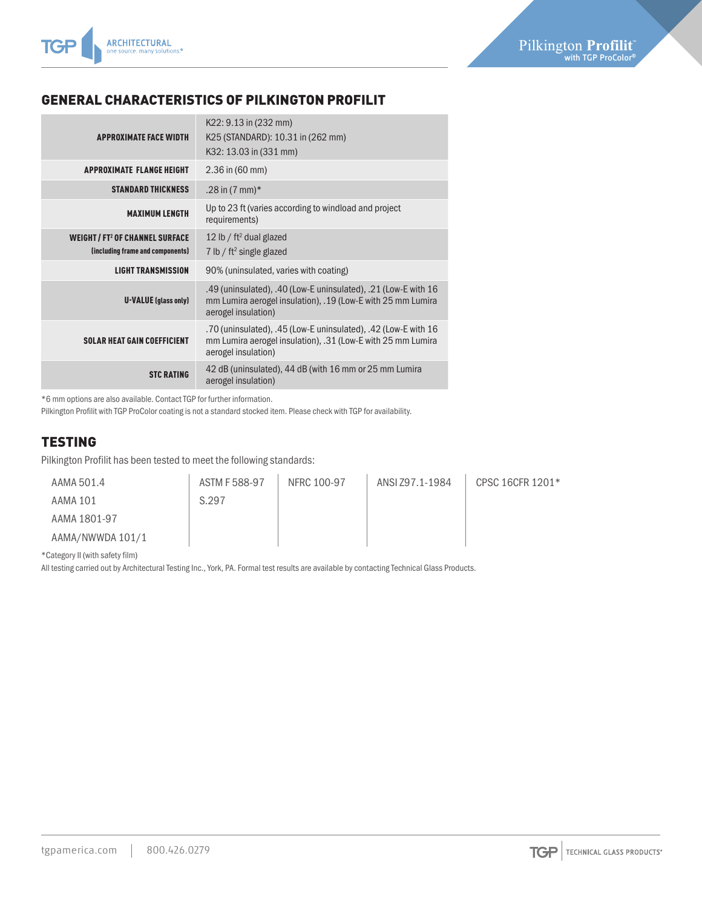## GENERAL CHARACTERISTICS OF PILKINGTON PROFILIT

| | |
|---|---|
| **APPROXIMATE FACE WIDTH** | K22: 9.13 in (232 mm)<br>K25 (STANDARD): 10.31 in (262 mm)<br>K32: 13.03 in (331 mm) |
| **APPROXIMATE FLANGE HEIGHT** | 2.36 in (60 mm) |
| **STANDARD THICKNESS** | .28 in (7 mm)* |
| **MAXIMUM LENGTH** | Up to 23 ft (varies according to windload and project requirements) |
| **WEIGHT / FT² OF CHANNEL SURFACE (including frame and components)** | 12 lb / ft² dual glazed<br>7 lb / ft² single glazed |
| **LIGHT TRANSMISSION** | 90% (uninsulated, varies with coating) |
| **U-VALUE (glass only)** | .49 (uninsulated), .40 (Low-E uninsulated), .21 (Low-E with 16 mm Lumira aerogel insulation), .19 (Low-E with 25 mm Lumira aerogel insulation) |
| **SOLAR HEAT GAIN COEFFICIENT** | .70 (uninsulated), .45 (Low-E uninsulated), .42 (Low-E with 16 mm Lumira aerogel insulation), .31 (Low-E with 25 mm Lumira aerogel insulation) |
| **STC RATING** | 42 dB (uninsulated), 44 dB (with 16 mm or 25 mm Lumira aerogel insulation) |

*6 mm options are also available. Contact TGP for further information.
Pilkington Profilit with TGP ProColor coating is not a standard stocked item. Please check with TGP for availability.

## TESTING

Pilkington Profilit has been tested to meet the following standards:

| | | | | |
|---|---|---|---|---|
| AAMA 501.4 | ASTM F 588-97 | NFRC 100-97 | ANSI Z97.1-1984 | CPSC 16CFR 1201* |
| AAMA 101 | S.297 | | | |
| AAMA 1801-97 | | | | |
| AAMA/NWWDA 101/1 | | | | |

*Category II (with safety film)

All testing carried out by Architectural Testing Inc., York, PA. Formal test results are available by contacting Technical Glass Products.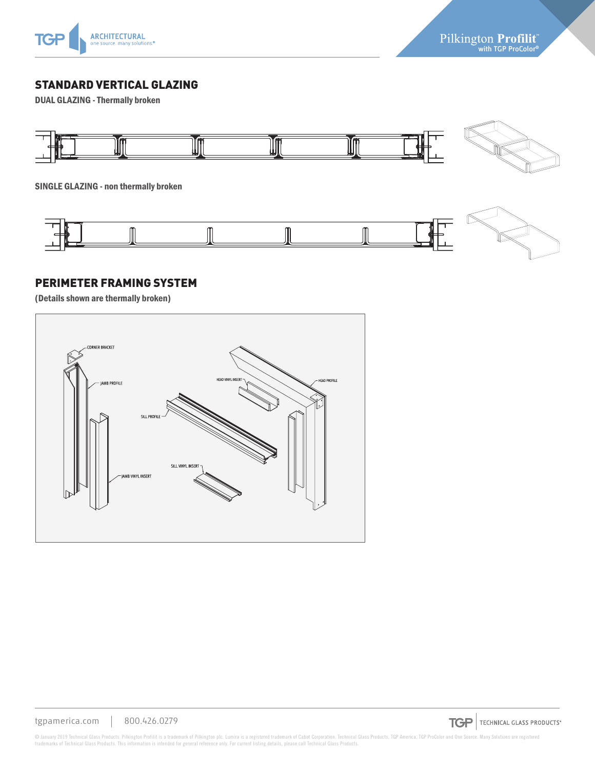## STANDARD VERTICAL GLAZING

**DUAL GLAZING - Thermally broken**

**SINGLE GLAZING - non thermally broken**

## PERIMETER FRAMING SYSTEM

**(Details shown are thermally broken)**

CORNER BRACKET

JAMB PROFILE

JAMB VINYL INSERT

SILL PROFILE

SILL VINYL INSERT

HEAD VINYL INSERT

HEAD PROFILE

tgpamerica.com | 800.426.0279

© January 2019 Technical Glass Products. Pilkington Profilit is a trademark of Pilkington plc. Lumira is a registered trademark of Cabot Corporation. Technical Glass Products, TGP America, TGP ProColor and One Source. Many Solutions are registered trademarks of Technical Glass Products. This information is intended for general reference only. For current listing details, please call Technical Glass Products.